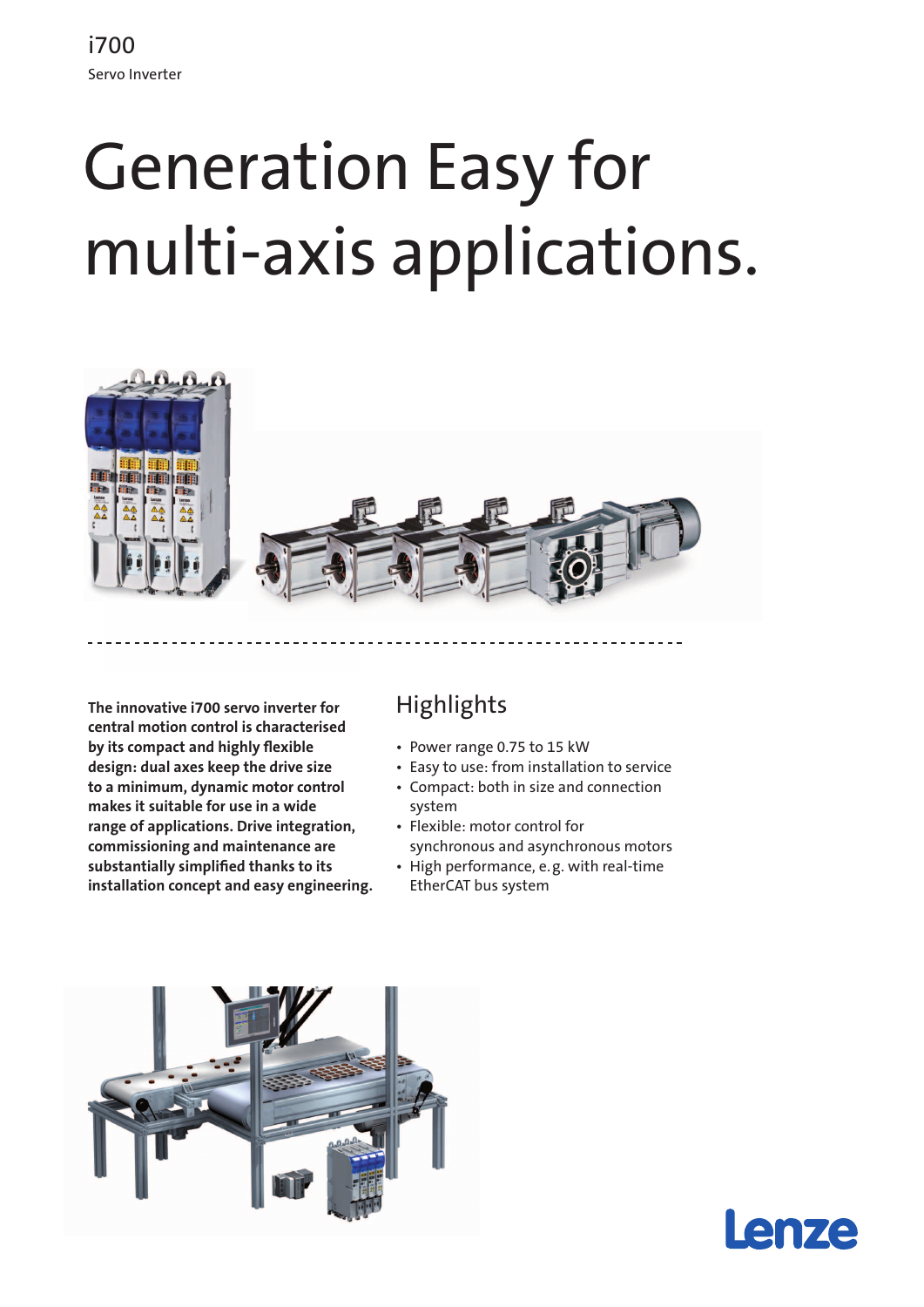i700

Servo Inverter

# Generation Easy for multi-axis applications.

**The innovative i700 servo inverter for central motion control is characterised by its compact and highly flexible design: dual axes keep the drive size to a minimum, dynamic motor control makes it suitable for use in a wide range of applications. Drive integration, commissioning and maintenance are substantially simplified thanks to its installation concept and easy engineering.**

## Highlights

- Power range 0.75 to 15 kW
- Easy to use: from installation to service
- Compact: both in size and connection system
- Flexible: motor control for synchronous and asynchronous motors
- High performance, e.g. with real-time EtherCAT bus system

Lenze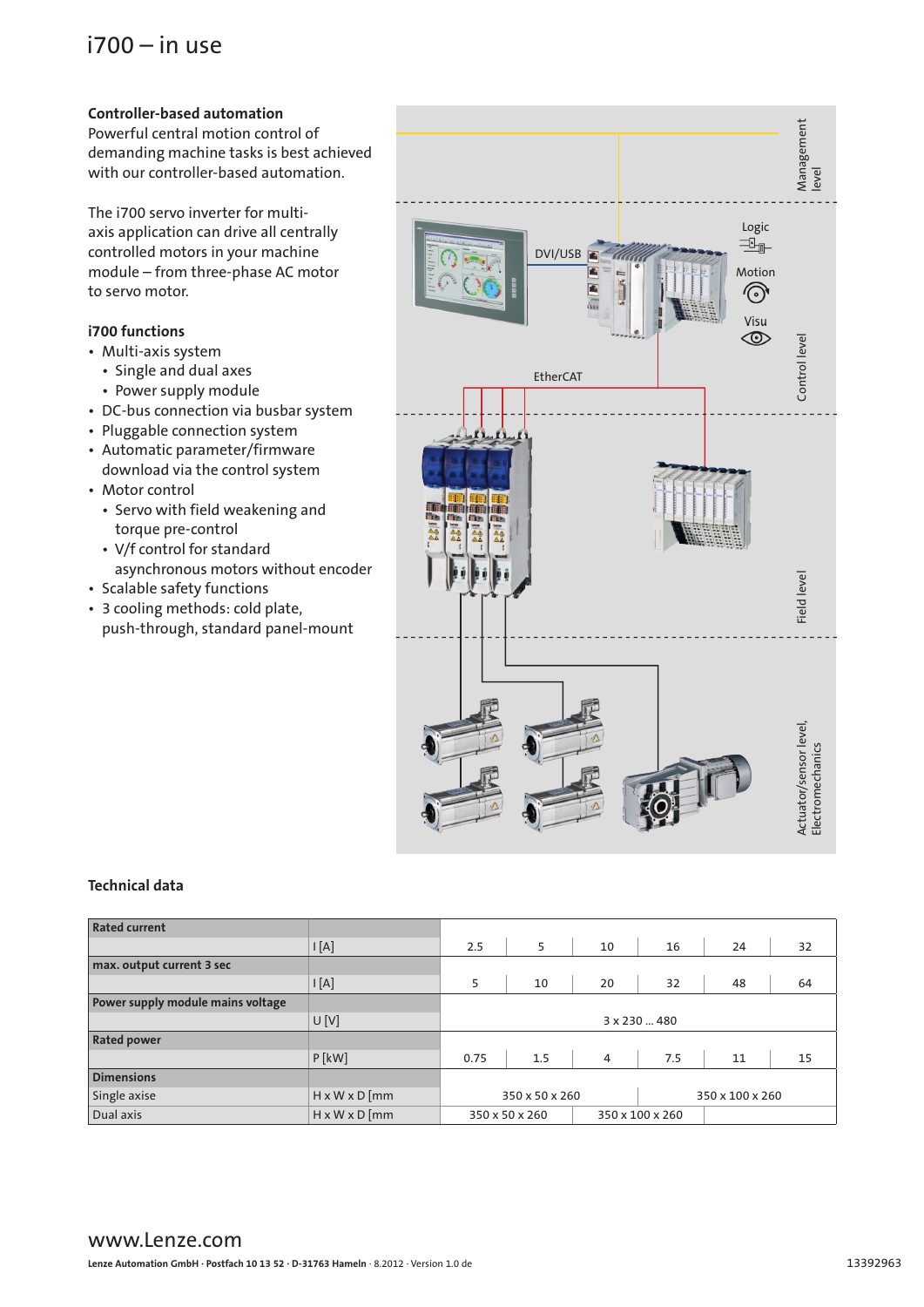# i700 – in use

**Controller-based automation**
Powerful central motion control of demanding machine tasks is best achieved with our controller-based automation.

The i700 servo inverter for multi-axis application can drive all centrally controlled motors in your machine module – from three-phase AC motor to servo motor.

**i700 functions**

- Multi-axis system
  - Single and dual axes
  - Power supply module
- DC-bus connection via busbar system
- Pluggable connection system
- Automatic parameter/firmware download via the control system
- Motor control
  - Servo with field weakening and torque pre-control
  - V/f control for standard asynchronous motors without encoder
- Scalable safety functions
- 3 cooling methods: cold plate, push-through, standard panel-mount

Management level

DVI/USB

Logic

Motion

Visu

Control level

EtherCAT

Field level

Actuator/sensor level, Electromechanics

**Technical data**

| | | | | | | | |
|---|---|---|---|---|---|---|---|
| **Rated current** | | | | | | | |
| | I [A] | 2.5 | 5 | 10 | 16 | 24 | 32 |
| **max. output current 3 sec** | | | | | | | |
| | I [A] | 5 | 10 | 20 | 32 | 48 | 64 |
| **Power supply module mains voltage** | | | | | | | |
| | U [V] | 3 x 230 ... 480 | | | | | |
| **Rated power** | | | | | | | |
| | P [kW] | 0.75 | 1.5 | 4 | 7.5 | 11 | 15 |
| **Dimensions** | | | | | | | |
| Single axise | H x W x D [mm | 350 x 50 x 260 | | | 350 x 100 x 260 | | |
| Dual axis | H x W x D [mm | 350 x 50 x 260 | | 350 x 100 x 260 | | | |

www.Lenze.com

**Lenze Automation GmbH · Postfach 10 13 52 · D-31763 Hameln** · 8.2012 · Version 1.0 de

13392963